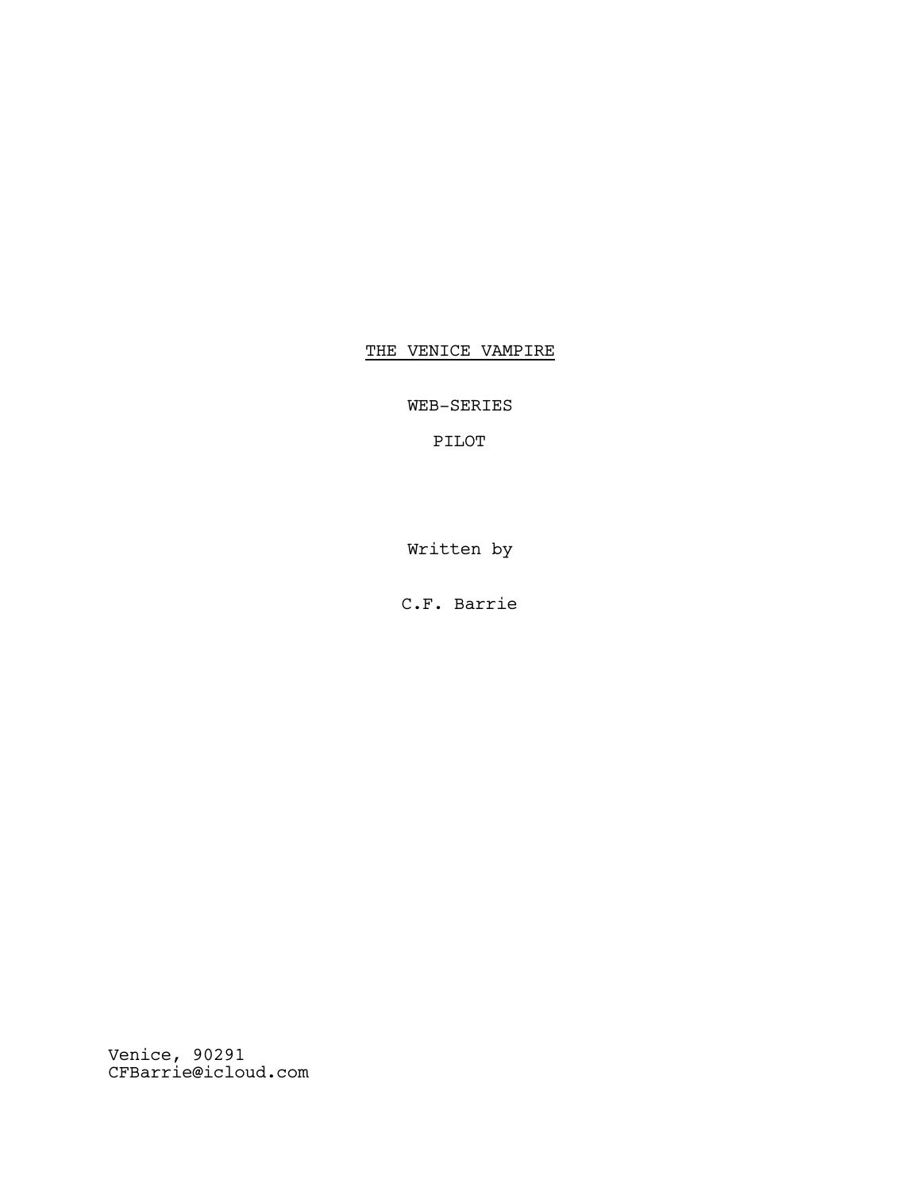# THE VENICE VAMPIRE

WEB-SERIES

PILOT

Written by

C.F. Barrie

Venice, 90291
CFBarrie@icloud.com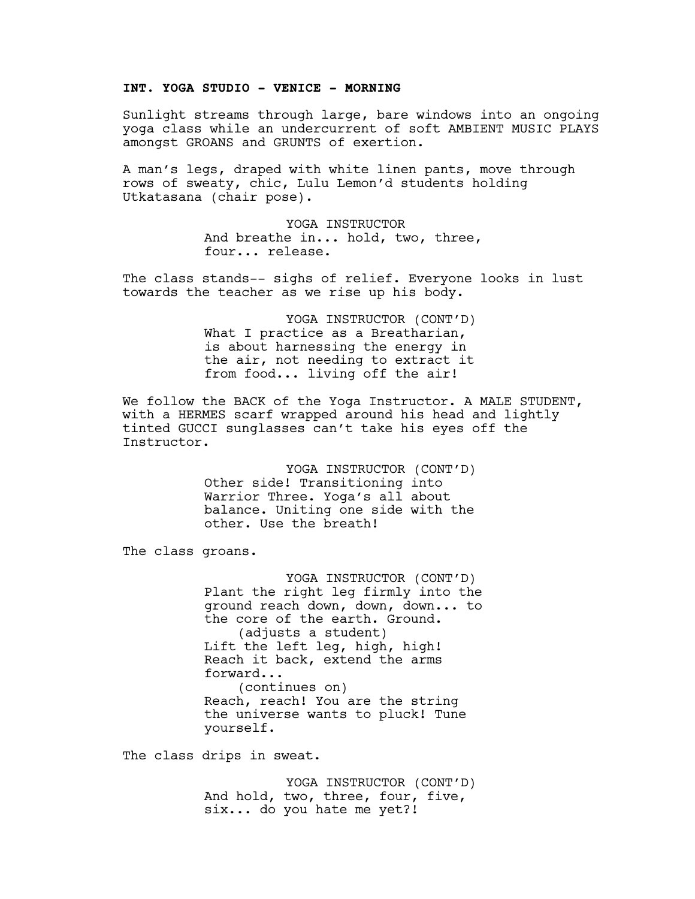**INT. YOGA STUDIO - VENICE - MORNING**

Sunlight streams through large, bare windows into an ongoing yoga class while an undercurrent of soft AMBIENT MUSIC PLAYS amongst GROANS and GRUNTS of exertion.

A man's legs, draped with white linen pants, move through rows of sweaty, chic, Lulu Lemon'd students holding Utkatasana (chair pose).

YOGA INSTRUCTOR
And breathe in... hold, two, three, four... release.

The class stands-- sighs of relief. Everyone looks in lust towards the teacher as we rise up his body.

YOGA INSTRUCTOR (CONT'D)
What I practice as a Breatharian, is about harnessing the energy in the air, not needing to extract it from food... living off the air!

We follow the BACK of the Yoga Instructor. A MALE STUDENT, with a HERMES scarf wrapped around his head and lightly tinted GUCCI sunglasses can't take his eyes off the Instructor.

YOGA INSTRUCTOR (CONT'D)
Other side! Transitioning into Warrior Three. Yoga's all about balance. Uniting one side with the other. Use the breath!

The class groans.

YOGA INSTRUCTOR (CONT'D)
Plant the right leg firmly into the ground reach down, down, down... to the core of the earth. Ground.
(adjusts a student)
Lift the left leg, high, high! Reach it back, extend the arms forward...
(continues on)
Reach, reach! You are the string the universe wants to pluck! Tune yourself.

The class drips in sweat.

YOGA INSTRUCTOR (CONT'D)
And hold, two, three, four, five, six... do you hate me yet?!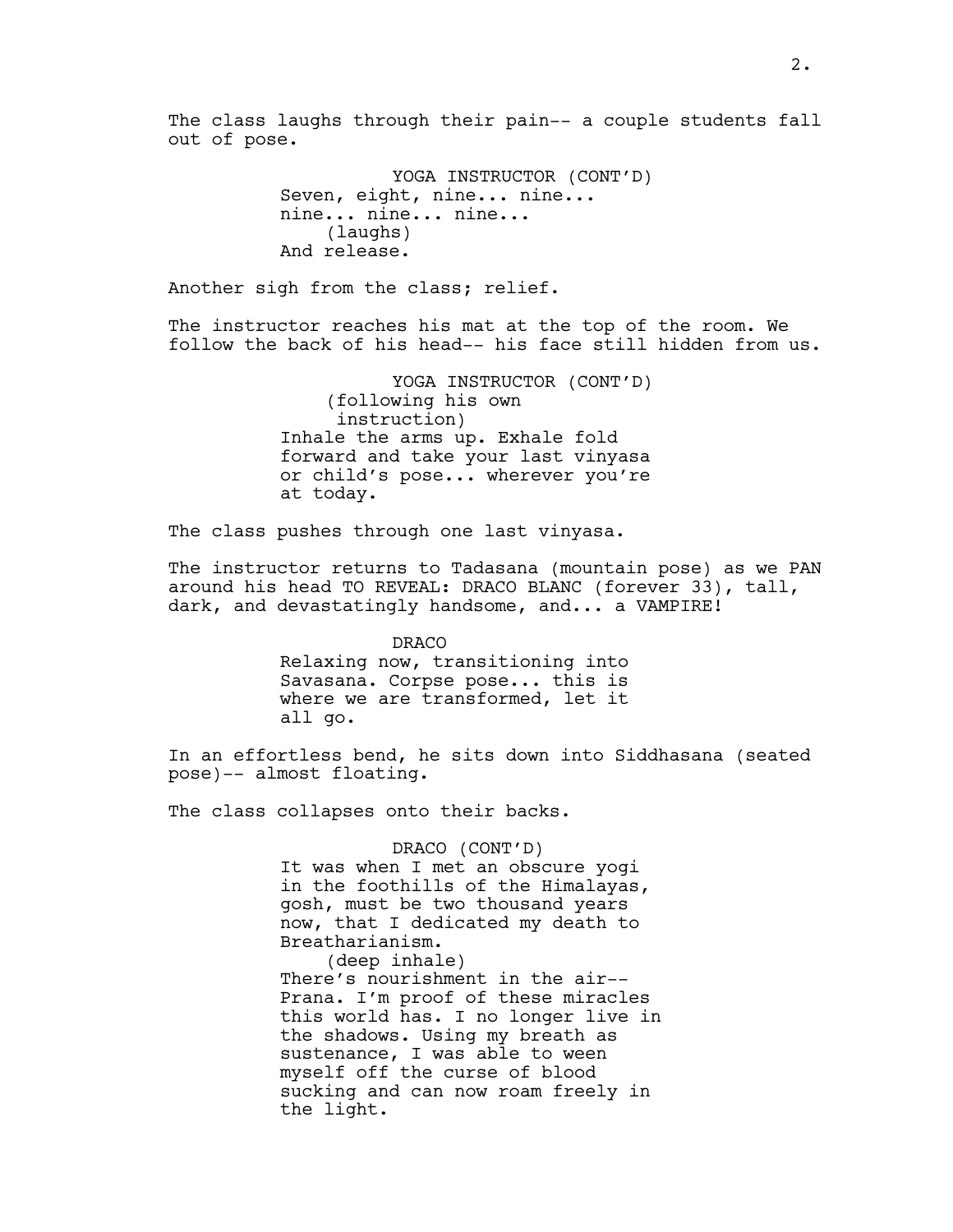The class laughs through their pain-- a couple students fall out of pose.

YOGA INSTRUCTOR (CONT'D)
Seven, eight, nine... nine...
nine... nine... nine...
(laughs)
And release.

Another sigh from the class; relief.

The instructor reaches his mat at the top of the room. We follow the back of his head-- his face still hidden from us.

YOGA INSTRUCTOR (CONT'D)
(following his own
instruction)
Inhale the arms up. Exhale fold
forward and take your last vinyasa
or child's pose... wherever you're
at today.

The class pushes through one last vinyasa.

The instructor returns to Tadasana (mountain pose) as we PAN around his head TO REVEAL: DRACO BLANC (forever 33), tall, dark, and devastatingly handsome, and... a VAMPIRE!

DRACO
Relaxing now, transitioning into
Savasana. Corpse pose... this is
where we are transformed, let it
all go.

In an effortless bend, he sits down into Siddhasana (seated pose)-- almost floating.

The class collapses onto their backs.

DRACO (CONT'D)
It was when I met an obscure yogi
in the foothills of the Himalayas,
gosh, must be two thousand years
now, that I dedicated my death to
Breatharianism.
(deep inhale)
There's nourishment in the air--
Prana. I'm proof of these miracles
this world has. I no longer live in
the shadows. Using my breath as
sustenance, I was able to ween
myself off the curse of blood
sucking and can now roam freely in
the light.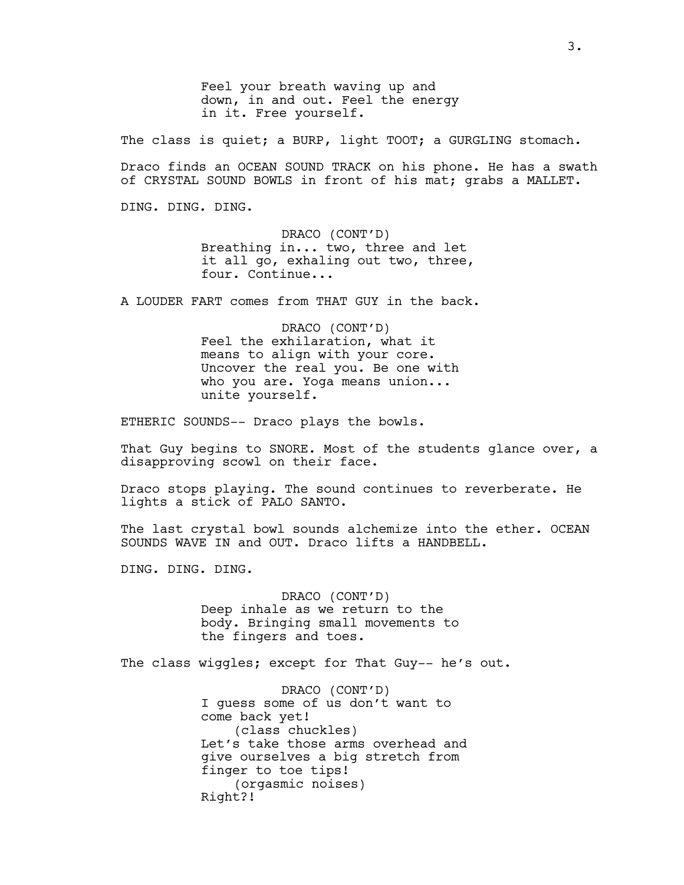Feel your breath waving up and down, in and out. Feel the energy in it. Free yourself.

The class is quiet; a BURP, light TOOT; a GURGLING stomach.

Draco finds an OCEAN SOUND TRACK on his phone. He has a swath of CRYSTAL SOUND BOWLS in front of his mat; grabs a MALLET.

DING. DING. DING.

DRACO (CONT'D)
Breathing in... two, three and let it all go, exhaling out two, three, four. Continue...

A LOUDER FART comes from THAT GUY in the back.

DRACO (CONT'D)
Feel the exhilaration, what it means to align with your core. Uncover the real you. Be one with who you are. Yoga means union... unite yourself.

ETHERIC SOUNDS-- Draco plays the bowls.

That Guy begins to SNORE. Most of the students glance over, a disapproving scowl on their face.

Draco stops playing. The sound continues to reverberate. He lights a stick of PALO SANTO.

The last crystal bowl sounds alchemize into the ether. OCEAN SOUNDS WAVE IN and OUT. Draco lifts a HANDBELL.

DING. DING. DING.

DRACO (CONT'D)
Deep inhale as we return to the body. Bringing small movements to the fingers and toes.

The class wiggles; except for That Guy-- he's out.

DRACO (CONT'D)
I guess some of us don't want to come back yet!
(class chuckles)
Let's take those arms overhead and give ourselves a big stretch from finger to toe tips!
(orgasmic noises)
Right?!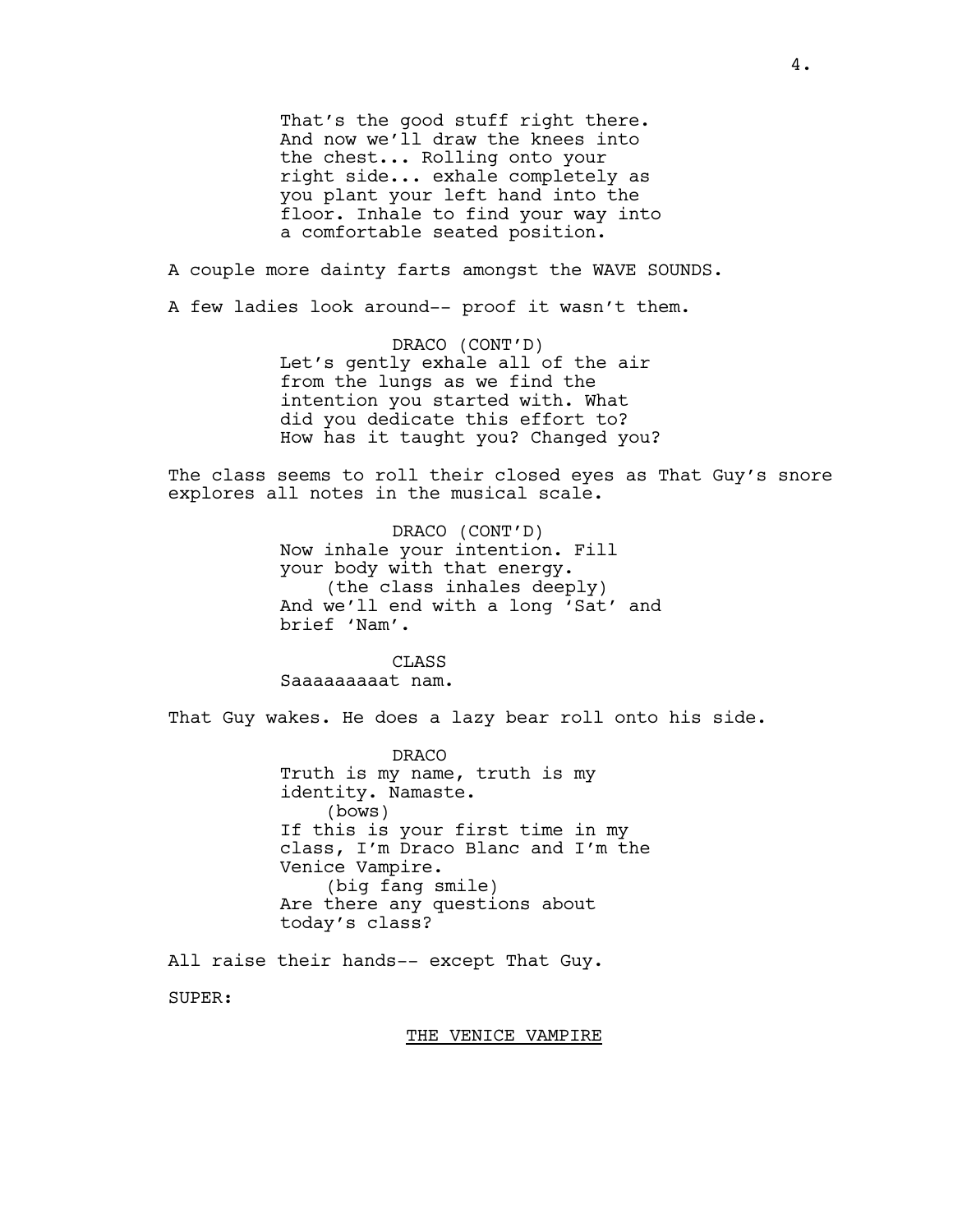That's the good stuff right there. And now we'll draw the knees into the chest... Rolling onto your right side... exhale completely as you plant your left hand into the floor. Inhale to find your way into a comfortable seated position.

A couple more dainty farts amongst the WAVE SOUNDS.

A few ladies look around-- proof it wasn't them.

DRACO (CONT'D)
Let's gently exhale all of the air from the lungs as we find the intention you started with. What did you dedicate this effort to? How has it taught you? Changed you?

The class seems to roll their closed eyes as That Guy's snore explores all notes in the musical scale.

DRACO (CONT'D)
Now inhale your intention. Fill your body with that energy.
(the class inhales deeply)
And we'll end with a long 'Sat' and brief 'Nam'.

CLASS
Saaaaaaaaat nam.

That Guy wakes. He does a lazy bear roll onto his side.

DRACO
Truth is my name, truth is my identity. Namaste.
(bows)
If this is your first time in my class, I'm Draco Blanc and I'm the Venice Vampire.
(big fang smile)
Are there any questions about today's class?

All raise their hands-- except That Guy.

SUPER:

<u>THE VENICE VAMPIRE</u>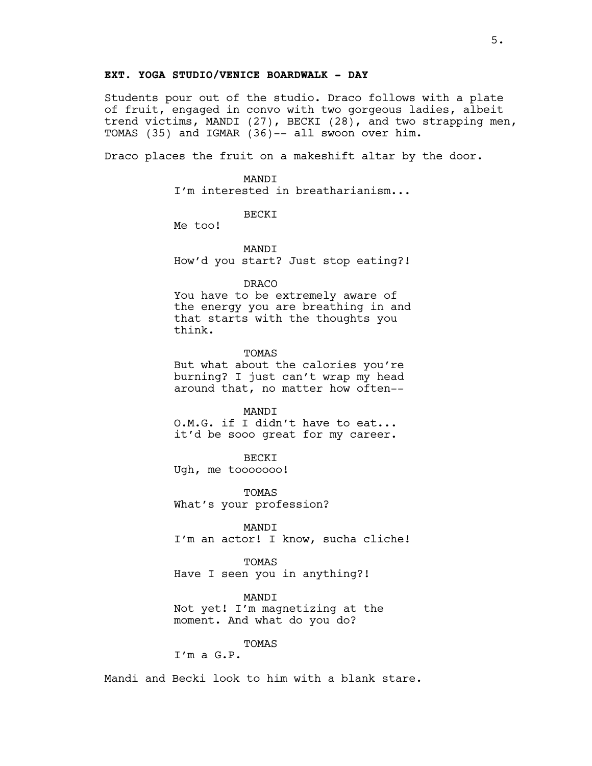**EXT. YOGA STUDIO/VENICE BOARDWALK - DAY**

Students pour out of the studio. Draco follows with a plate of fruit, engaged in convo with two gorgeous ladies, albeit trend victims, MANDI (27), BECKI (28), and two strapping men, TOMAS (35) and IGMAR (36)-- all swoon over him.

Draco places the fruit on a makeshift altar by the door.

MANDI
I'm interested in breatharianism...

BECKI
Me too!

MANDI
How'd you start? Just stop eating?!

DRACO
You have to be extremely aware of the energy you are breathing in and that starts with the thoughts you think.

TOMAS
But what about the calories you're burning? I just can't wrap my head around that, no matter how often--

MANDI
O.M.G. if I didn't have to eat... it'd be sooo great for my career.

BECKI
Ugh, me tooooooo!

TOMAS
What's your profession?

MANDI
I'm an actor! I know, sucha cliche!

TOMAS
Have I seen you in anything?!

MANDI
Not yet! I'm magnetizing at the moment. And what do you do?

TOMAS
I'm a G.P.

Mandi and Becki look to him with a blank stare.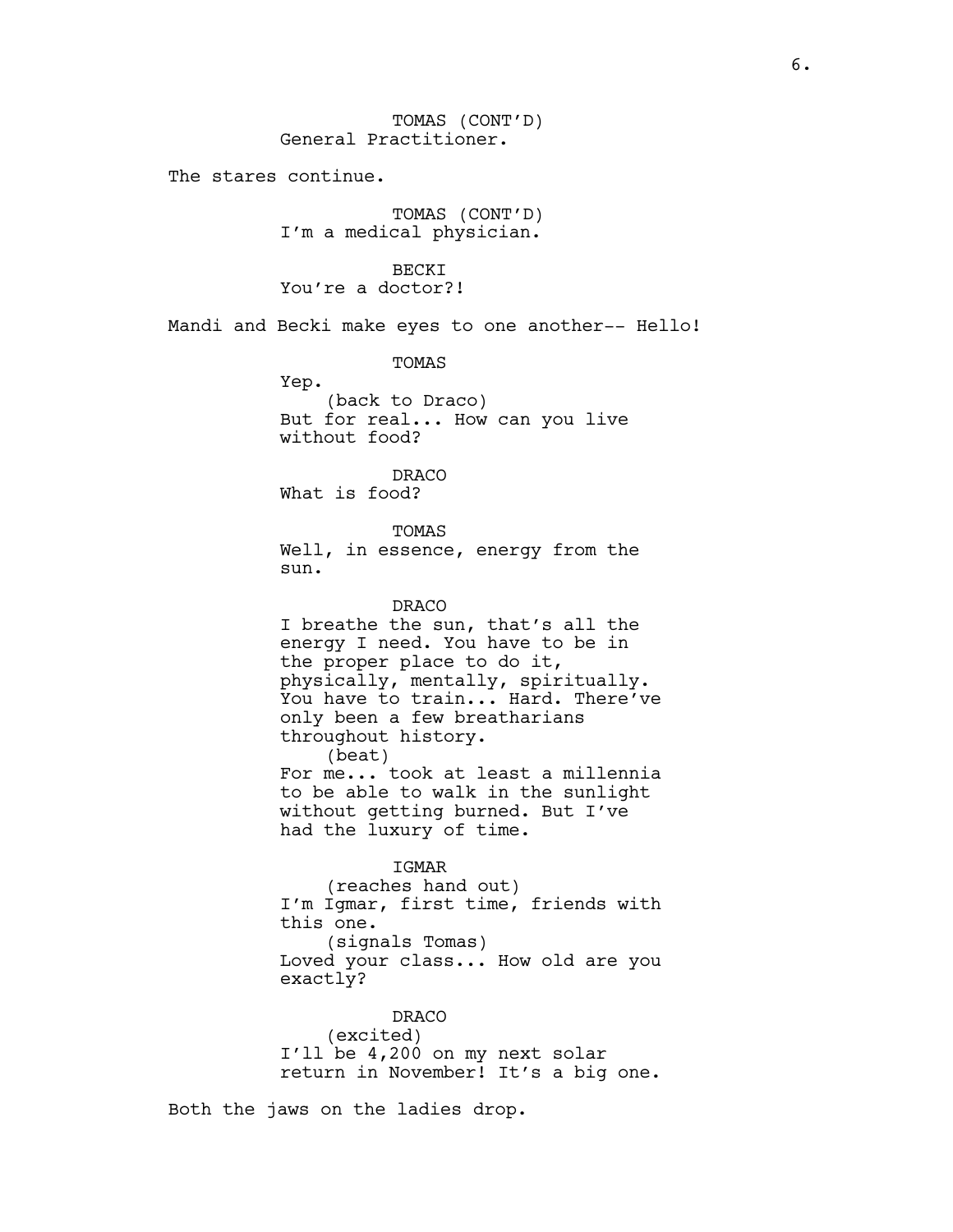TOMAS (CONT'D)
General Practitioner.

The stares continue.

TOMAS (CONT'D)
I'm a medical physician.

BECKI
You're a doctor?!

Mandi and Becki make eyes to one another-- Hello!

TOMAS
Yep.
(back to Draco)
But for real... How can you live without food?

DRACO
What is food?

TOMAS
Well, in essence, energy from the sun.

DRACO
I breathe the sun, that's all the energy I need. You have to be in the proper place to do it, physically, mentally, spiritually. You have to train... Hard. There've only been a few breatharians throughout history.
(beat)
For me... took at least a millennia to be able to walk in the sunlight without getting burned. But I've had the luxury of time.

IGMAR
(reaches hand out)
I'm Igmar, first time, friends with this one.
(signals Tomas)
Loved your class... How old are you exactly?

DRACO
(excited)
I'll be 4,200 on my next solar return in November! It's a big one.

Both the jaws on the ladies drop.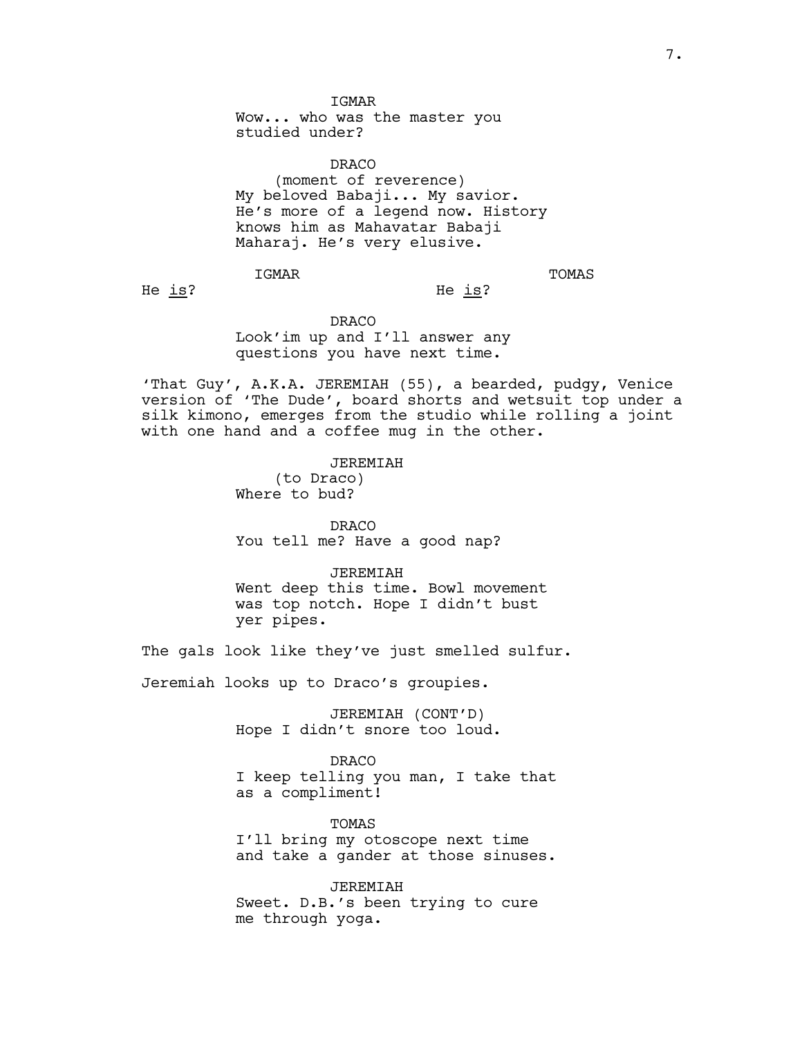IGMAR
Wow... who was the master you studied under?

DRACO
(moment of reverence)
My beloved Babaji... My savior. He's more of a legend now. History knows him as Mahavatar Babaji Maharaj. He's very elusive.

IGMAR
He <u>is</u>?

TOMAS
He <u>is</u>?

DRACO
Look'im up and I'll answer any questions you have next time.

'That Guy', A.K.A. JEREMIAH (55), a bearded, pudgy, Venice version of 'The Dude', board shorts and wetsuit top under a silk kimono, emerges from the studio while rolling a joint with one hand and a coffee mug in the other.

JEREMIAH
(to Draco)
Where to bud?

DRACO
You tell me? Have a good nap?

JEREMIAH
Went deep this time. Bowl movement was top notch. Hope I didn't bust yer pipes.

The gals look like they've just smelled sulfur.

Jeremiah looks up to Draco's groupies.

JEREMIAH (CONT'D)
Hope I didn't snore too loud.

DRACO
I keep telling you man, I take that as a compliment!

TOMAS
I'll bring my otoscope next time and take a gander at those sinuses.

JEREMIAH
Sweet. D.B.'s been trying to cure me through yoga.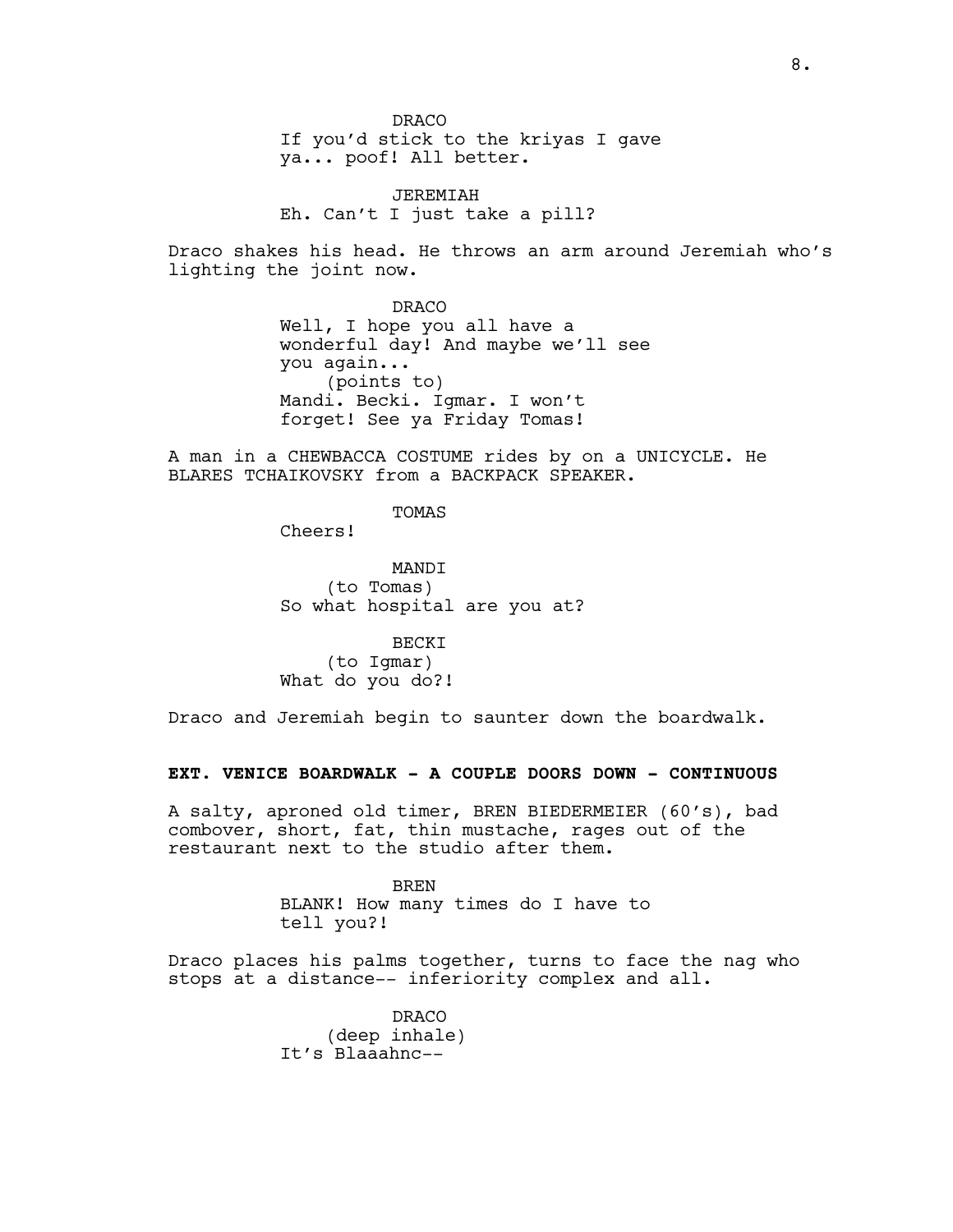DRACO
If you'd stick to the kriyas I gave ya... poof! All better.

JEREMIAH
Eh. Can't I just take a pill?

Draco shakes his head. He throws an arm around Jeremiah who's lighting the joint now.

DRACO
Well, I hope you all have a wonderful day! And maybe we'll see you again...
(points to)
Mandi. Becki. Igmar. I won't forget! See ya Friday Tomas!

A man in a CHEWBACCA COSTUME rides by on a UNICYCLE. He BLARES TCHAIKOVSKY from a BACKPACK SPEAKER.

TOMAS
Cheers!

MANDI
(to Tomas)
So what hospital are you at?

BECKI
(to Igmar)
What do you do?!

Draco and Jeremiah begin to saunter down the boardwalk.

**EXT. VENICE BOARDWALK - A COUPLE DOORS DOWN - CONTINUOUS**

A salty, aproned old timer, BREN BIEDERMEIER (60's), bad combover, short, fat, thin mustache, rages out of the restaurant next to the studio after them.

BREN
BLANK! How many times do I have to tell you?!

Draco places his palms together, turns to face the nag who stops at a distance-- inferiority complex and all.

DRACO
(deep inhale)
It's Blaaahnc--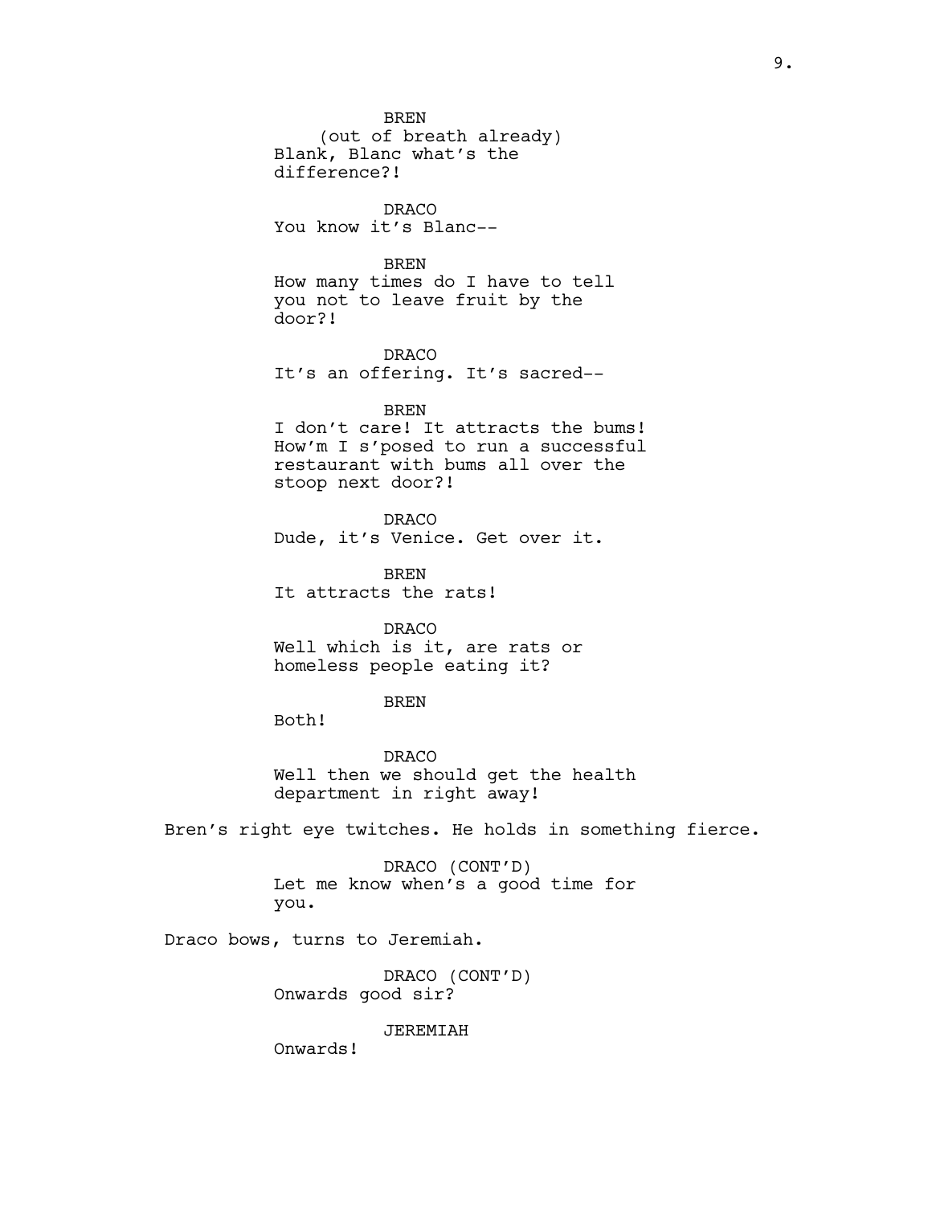BREN
(out of breath already)
Blank, Blanc what's the difference?!

DRACO
You know it's Blanc--

BREN
How many times do I have to tell you not to leave fruit by the door?!

DRACO
It's an offering. It's sacred--

BREN
I don't care! It attracts the bums! How'm I s'posed to run a successful restaurant with bums all over the stoop next door?!

DRACO
Dude, it's Venice. Get over it.

BREN
It attracts the rats!

DRACO
Well which is it, are rats or homeless people eating it?

BREN
Both!

DRACO
Well then we should get the health department in right away!

Bren's right eye twitches. He holds in something fierce.

DRACO (CONT'D)
Let me know when's a good time for you.

Draco bows, turns to Jeremiah.

DRACO (CONT'D)
Onwards good sir?

JEREMIAH
Onwards!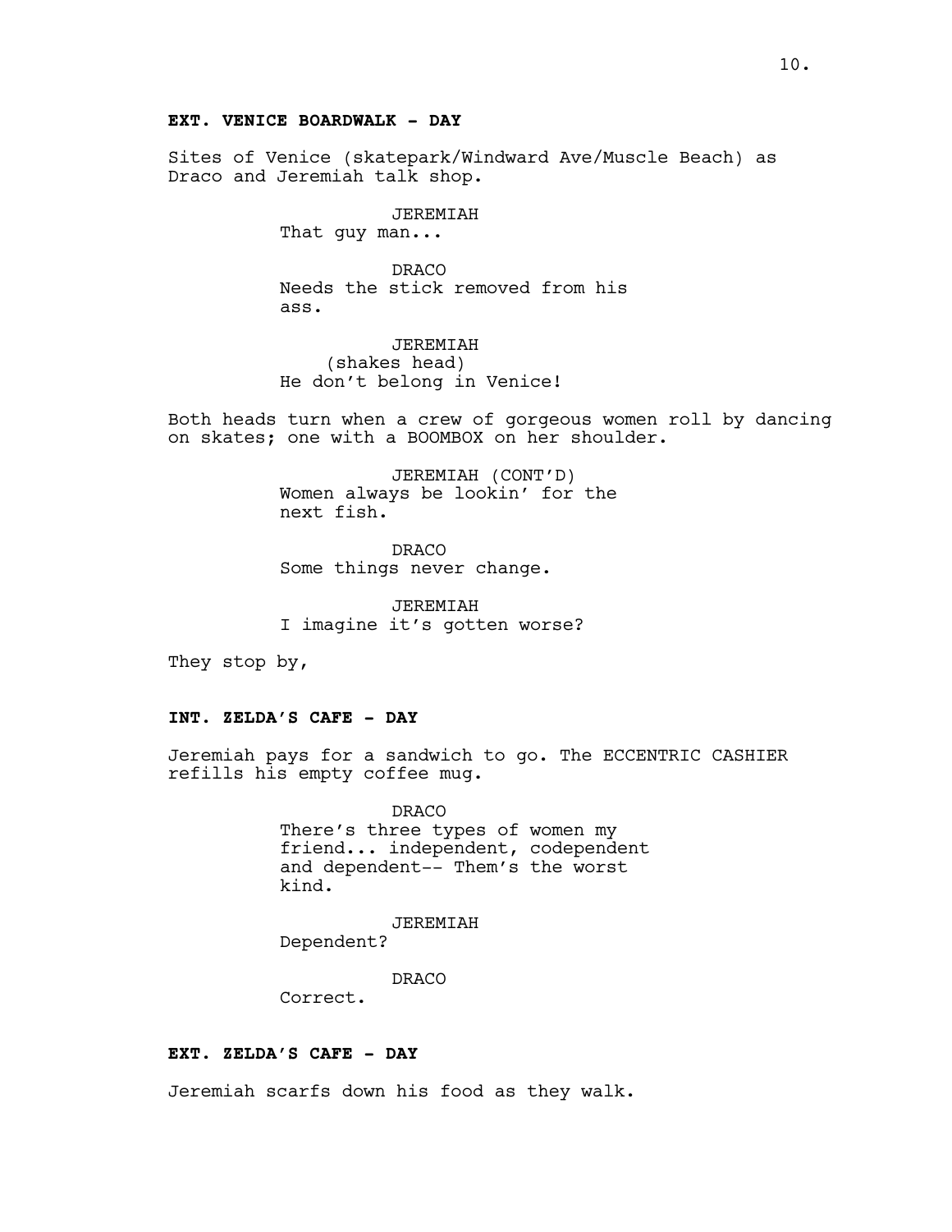**EXT. VENICE BOARDWALK - DAY**

Sites of Venice (skatepark/Windward Ave/Muscle Beach) as Draco and Jeremiah talk shop.

JEREMIAH
That guy man...

DRACO
Needs the stick removed from his ass.

JEREMIAH
(shakes head)
He don't belong in Venice!

Both heads turn when a crew of gorgeous women roll by dancing on skates; one with a BOOMBOX on her shoulder.

JEREMIAH (CONT'D)
Women always be lookin' for the next fish.

DRACO
Some things never change.

JEREMIAH
I imagine it's gotten worse?

They stop by,

**INT. ZELDA'S CAFE - DAY**

Jeremiah pays for a sandwich to go. The ECCENTRIC CASHIER refills his empty coffee mug.

DRACO
There's three types of women my friend... independent, codependent and dependent-- Them's the worst kind.

JEREMIAH
Dependent?

DRACO
Correct.

**EXT. ZELDA'S CAFE - DAY**

Jeremiah scarfs down his food as they walk.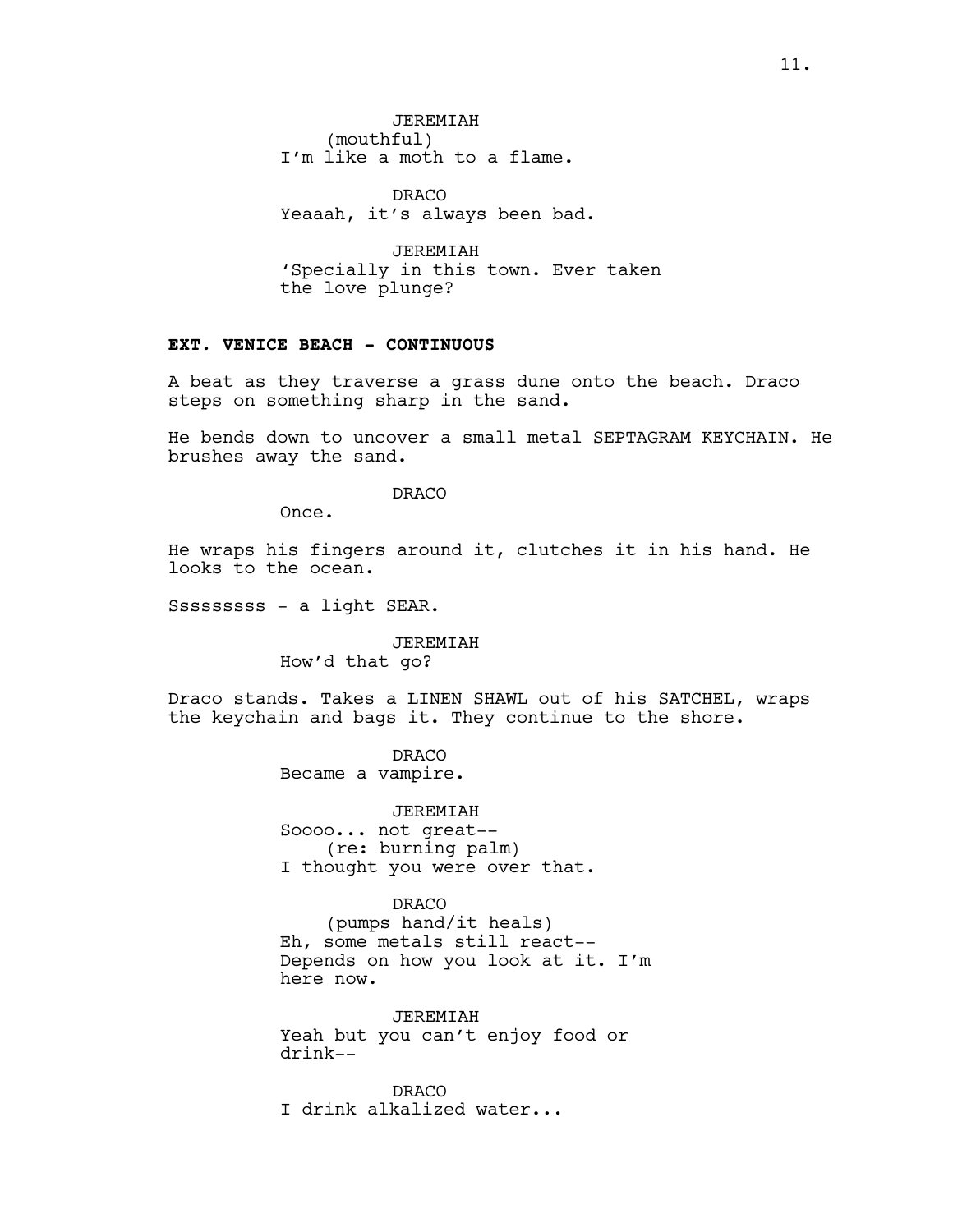JEREMIAH
(mouthful)
I'm like a moth to a flame.

DRACO
Yeaaah, it's always been bad.

JEREMIAH
'Specially in this town. Ever taken the love plunge?

**EXT. VENICE BEACH - CONTINUOUS**

A beat as they traverse a grass dune onto the beach. Draco steps on something sharp in the sand.

He bends down to uncover a small metal SEPTAGRAM KEYCHAIN. He brushes away the sand.

DRACO
Once.

He wraps his fingers around it, clutches it in his hand. He looks to the ocean.

Sssssssss - a light SEAR.

JEREMIAH
How'd that go?

Draco stands. Takes a LINEN SHAWL out of his SATCHEL, wraps the keychain and bags it. They continue to the shore.

DRACO
Became a vampire.

JEREMIAH
Soooo... not great--
(re: burning palm)
I thought you were over that.

DRACO
(pumps hand/it heals)
Eh, some metals still react--
Depends on how you look at it. I'm here now.

JEREMIAH
Yeah but you can't enjoy food or drink--

DRACO
I drink alkalized water...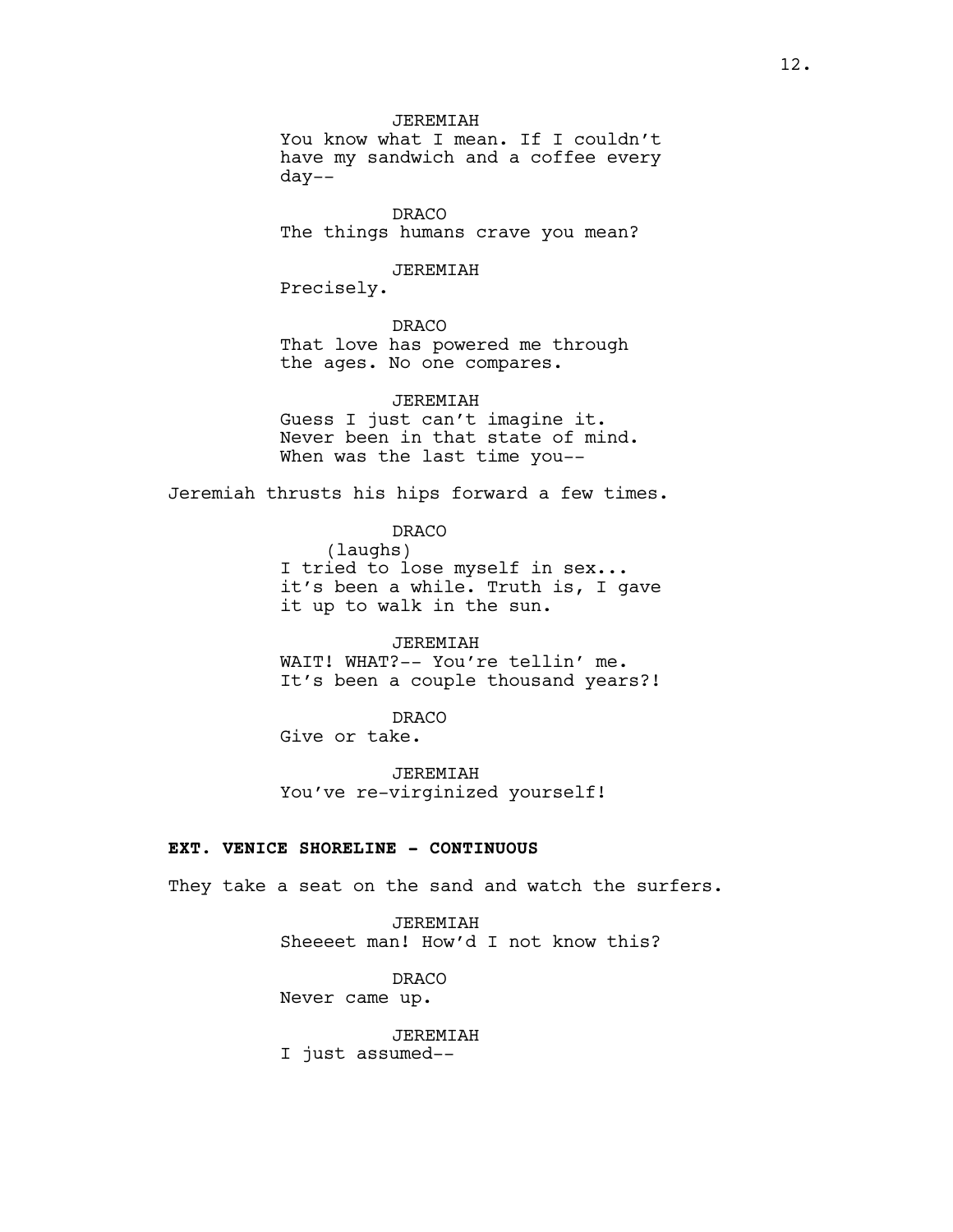JEREMIAH

You know what I mean. If I couldn't have my sandwich and a coffee every day--

DRACO

The things humans crave you mean?

JEREMIAH

Precisely.

DRACO

That love has powered me through the ages. No one compares.

JEREMIAH

Guess I just can't imagine it. Never been in that state of mind. When was the last time you--

Jeremiah thrusts his hips forward a few times.

DRACO

(laughs)

I tried to lose myself in sex... it's been a while. Truth is, I gave it up to walk in the sun.

JEREMIAH

WAIT! WHAT?-- You're tellin' me. It's been a couple thousand years?!

DRACO

Give or take.

JEREMIAH

You've re-virginized yourself!

**EXT. VENICE SHORELINE - CONTINUOUS**

They take a seat on the sand and watch the surfers.

JEREMIAH

Sheeeet man! How'd I not know this?

DRACO

Never came up.

JEREMIAH

I just assumed--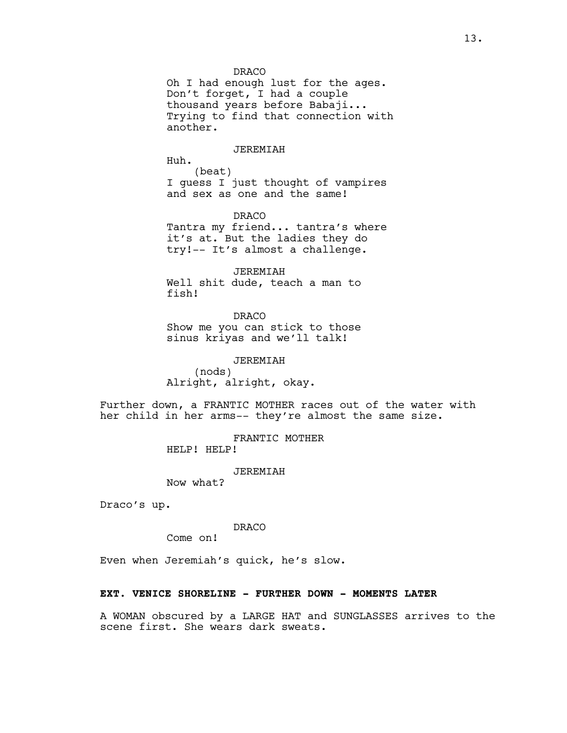DRACO

Oh I had enough lust for the ages. Don't forget, I had a couple thousand years before Babaji... Trying to find that connection with another.

JEREMIAH

Huh.

(beat)

I guess I just thought of vampires and sex as one and the same!

DRACO

Tantra my friend... tantra's where it's at. But the ladies they do try!-- It's almost a challenge.

JEREMIAH

Well shit dude, teach a man to fish!

DRACO

Show me you can stick to those sinus kriyas and we'll talk!

JEREMIAH

(nods)

Alright, alright, okay.

Further down, a FRANTIC MOTHER races out of the water with her child in her arms-- they're almost the same size.

FRANTIC MOTHER

HELP! HELP!

JEREMIAH

Now what?

Draco's up.

DRACO

Come on!

Even when Jeremiah's quick, he's slow.

**EXT. VENICE SHORELINE - FURTHER DOWN - MOMENTS LATER**

A WOMAN obscured by a LARGE HAT and SUNGLASSES arrives to the scene first. She wears dark sweats.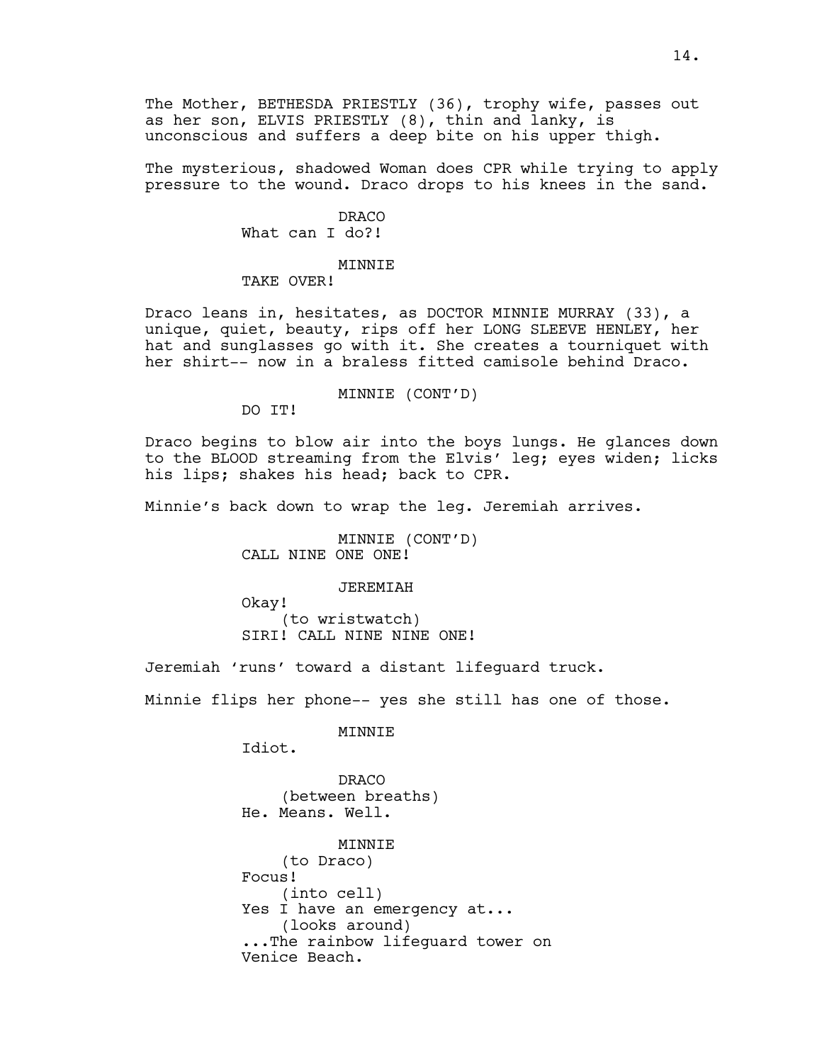The Mother, BETHESDA PRIESTLY (36), trophy wife, passes out as her son, ELVIS PRIESTLY (8), thin and lanky, is unconscious and suffers a deep bite on his upper thigh.

The mysterious, shadowed Woman does CPR while trying to apply pressure to the wound. Draco drops to his knees in the sand.

DRACO
What can I do?!

MINNIE
TAKE OVER!

Draco leans in, hesitates, as DOCTOR MINNIE MURRAY (33), a unique, quiet, beauty, rips off her LONG SLEEVE HENLEY, her hat and sunglasses go with it. She creates a tourniquet with her shirt-- now in a braless fitted camisole behind Draco.

MINNIE (CONT'D)
DO IT!

Draco begins to blow air into the boys lungs. He glances down to the BLOOD streaming from the Elvis' leg; eyes widen; licks his lips; shakes his head; back to CPR.

Minnie's back down to wrap the leg. Jeremiah arrives.

MINNIE (CONT'D)
CALL NINE ONE ONE!

JEREMIAH
Okay!
(to wristwatch)
SIRI! CALL NINE NINE ONE!

Jeremiah 'runs' toward a distant lifeguard truck.

Minnie flips her phone-- yes she still has one of those.

MINNIE
Idiot.

DRACO
(between breaths)
He. Means. Well.

MINNIE
(to Draco)
Focus!
(into cell)
Yes I have an emergency at...
(looks around)
...The rainbow lifeguard tower on Venice Beach.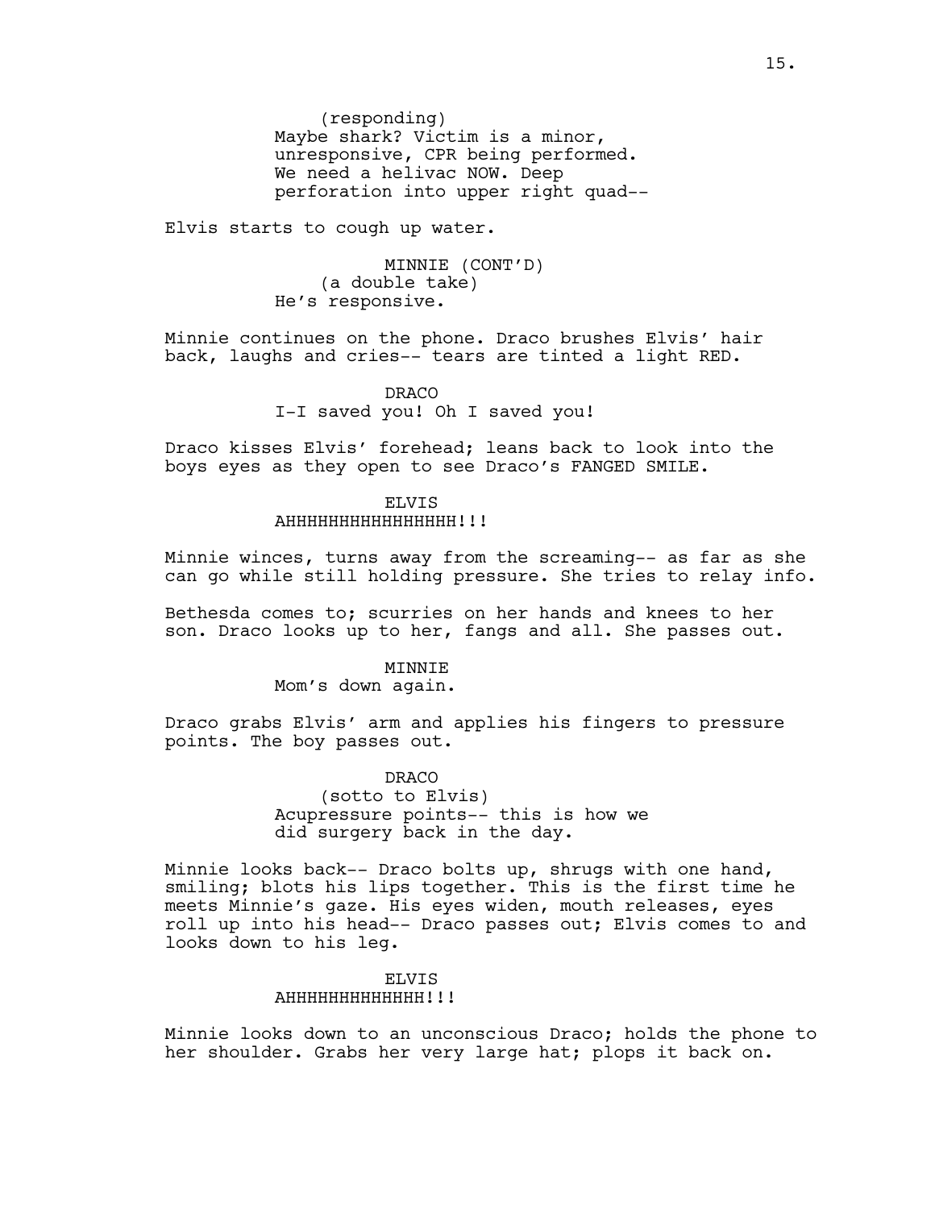(responding)
Maybe shark? Victim is a minor, unresponsive, CPR being performed. We need a helivac NOW. Deep perforation into upper right quad--

Elvis starts to cough up water.

MINNIE (CONT'D)
(a double take)
He's responsive.

Minnie continues on the phone. Draco brushes Elvis' hair back, laughs and cries-- tears are tinted a light RED.

DRACO
I-I saved you! Oh I saved you!

Draco kisses Elvis' forehead; leans back to look into the boys eyes as they open to see Draco's FANGED SMILE.

ELVIS
AHHHHHHHHHHHHHHHH!!!

Minnie winces, turns away from the screaming-- as far as she can go while still holding pressure. She tries to relay info.

Bethesda comes to; scurries on her hands and knees to her son. Draco looks up to her, fangs and all. She passes out.

MINNIE
Mom's down again.

Draco grabs Elvis' arm and applies his fingers to pressure points. The boy passes out.

DRACO
(sotto to Elvis)
Acupressure points-- this is how we did surgery back in the day.

Minnie looks back-- Draco bolts up, shrugs with one hand, smiling; blots his lips together. This is the first time he meets Minnie's gaze. His eyes widen, mouth releases, eyes roll up into his head-- Draco passes out; Elvis comes to and looks down to his leg.

ELVIS
AHHHHHHHHHHHHH!!!

Minnie looks down to an unconscious Draco; holds the phone to her shoulder. Grabs her very large hat; plops it back on.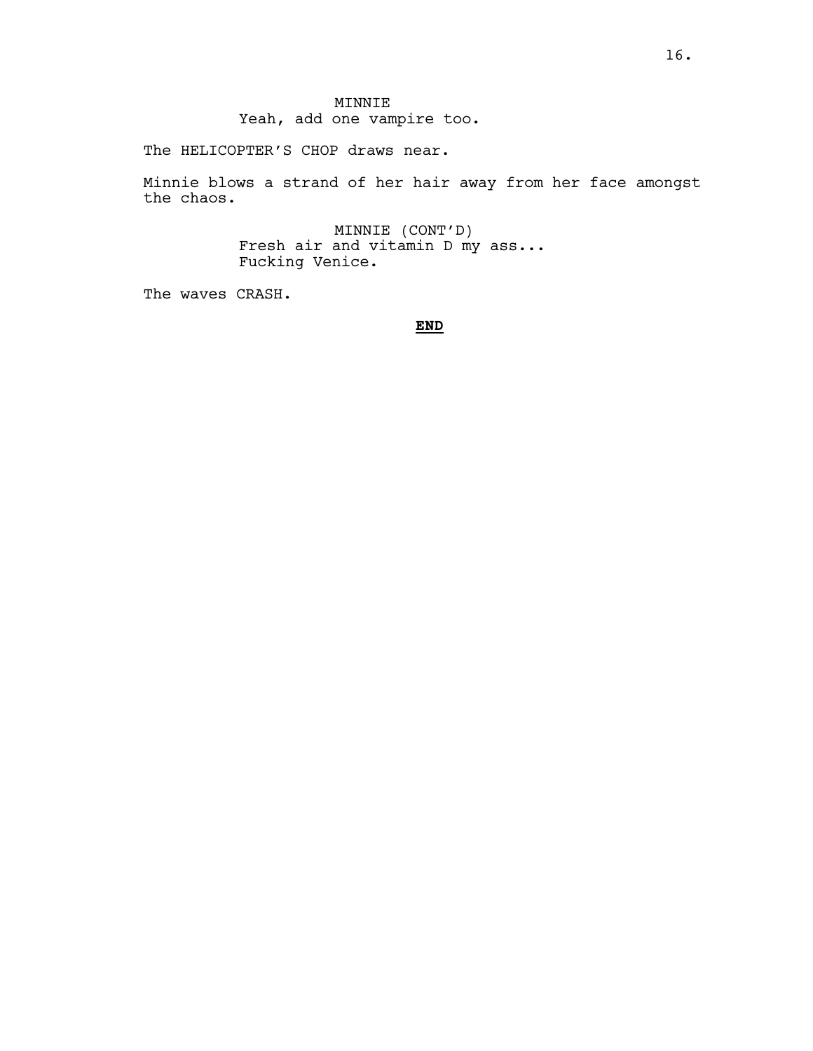MINNIE

Yeah, add one vampire too.

The HELICOPTER'S CHOP draws near.

Minnie blows a strand of her hair away from her face amongst the chaos.

MINNIE (CONT'D)

Fresh air and vitamin D my ass...
Fucking Venice.

The waves CRASH.

**END**